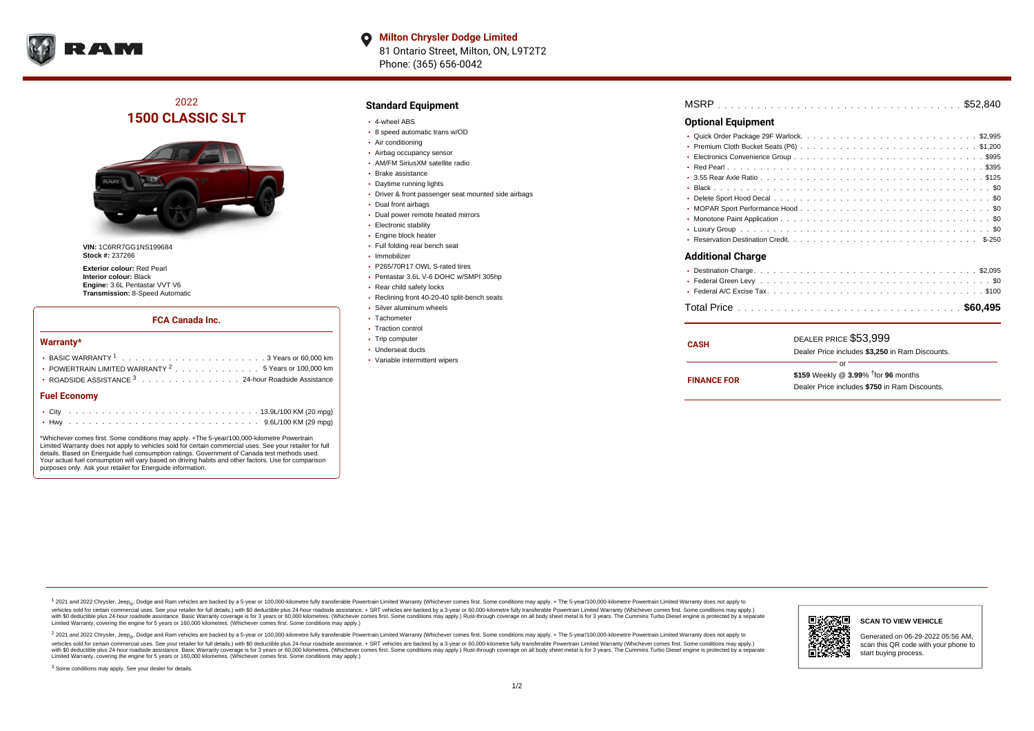**Milton Chrysler Dodge Limited**
81 Ontario Street, Milton, ON, L9T2T2
Phone: (365) 656-0042

# 2022 1500 CLASSIC SLT

**VIN:** 1C6RR7GG1NS199684
**Stock #:** 237266

**Exterior colour:** Red Pearl
**Interior colour:** Black
**Engine:** 3.6L Pentastar VVT V6
**Transmission:** 8-Speed Automatic

## FCA Canada Inc.

### Warranty*

- BASIC WARRANTY [1] . . . . . . . . . . 3 Years or 60,000 km
- POWERTRAIN LIMITED WARRANTY [2] . . . . . . . . . . 5 Years or 100,000 km
- ROADSIDE ASSISTANCE [3] . . . . . . . . . . 24-hour Roadside Assistance

### Fuel Economy

- City . . . . . . . . . . 13.9L/100 KM (20 mpg)
- Hwy . . . . . . . . . . 9.6L/100 KM (29 mpg)

*Whichever comes first. Some conditions may apply. +The 5-year/100,000-kilometre Powertrain Limited Warranty does not apply to vehicles sold for certain commercial uses. See your retailer for full details. Based on Energuide fuel consumption ratings. Government of Canada test methods used. Your actual fuel consumption will vary based on driving habits and other factors. Use for comparison purposes only. Ask your retailer for Energuide information.

## Standard Equipment

- 4-wheel ABS
- 8 speed automatic trans w/OD
- Air conditioning
- Airbag occupancy sensor
- AM/FM SiriusXM satellite radio
- Brake assistance
- Daytime running lights
- Driver & front passenger seat mounted side airbags
- Dual front airbags
- Dual power remote heated mirrors
- Electronic stability
- Engine block heater
- Full folding rear bench seat
- Immobilizer
- P265/70R17 OWL S-rated tires
- Pentastar 3.6L V-6 DOHC w/SMPI 305hp
- Rear child safety locks
- Reclining front 40-20-40 split-bench seats
- Silver aluminum wheels
- Tachometer
- Traction control
- Trip computer
- Underseat ducts
- Variable intermittent wipers

MSRP . . . . . . . . . . $52,840

## Optional Equipment

- Quick Order Package 29F Warlock. . . . . . . . . . $2,995
- Premium Cloth Bucket Seats (P6) . . . . . . . . . . $1,200
- Electronics Convenience Group . . . . . . . . . . $995
- Red Pearl . . . . . . . . . . $395
- 3.55 Rear Axle Ratio . . . . . . . . . . $125
- Black . . . . . . . . . . $0
- Delete Sport Hood Decal . . . . . . . . . . $0
- MOPAR Sport Performance Hood . . . . . . . . . . $0
- Monotone Paint Application . . . . . . . . . . $0
- Luxury Group . . . . . . . . . . $0
- Reservation Destination Credit. . . . . . . . . . $-250

## Additional Charge

- Destination Charge . . . . . . . . . . $2,095
- Federal Green Levy. . . . . . . . . . $0
- Federal A/C Excise Tax . . . . . . . . . . $100

Total Price . . . . . . . . . . **$60,495**

**CASH**
DEALER PRICE $53,999
Dealer Price includes **$3,250** in Ram Discounts.

or

**FINANCE FOR**
**$159** Weekly @ **3.99**% †for **96** months
Dealer Price includes **$750** in Ram Discounts.

[1] 2021 and 2022 Chrysler, Jeep®, Dodge and Ram vehicles are backed by a 5-year or 100,000-kilometre fully transferable Powertrain Limited Warranty (Whichever comes first. Some conditions may apply. + The 5-year/100,000-kilometre Powertrain Limited Warranty does not apply to vehicles sold for certain commercial uses. See your retailer for full details.) with $0 deductible plus 24-hour roadside assistance. + SRT vehicles are backed by a 3-year or 60,000-kilometre fully transferable Powertrain Limited Warranty (Whichever comes first. Some conditions may apply.) with $0 deductible plus 24-hour roadside assistance. Basic Warranty coverage is for 3 years or 60,000 kilometres. (Whichever comes first. Some conditions may apply.) Rust-through coverage on all body sheet metal is for 3 years. The Cummins Turbo Diesel engine is protected by a separate Limited Warranty, covering the engine for 5 years or 160,000 kilometres. (Whichever comes first. Some conditions may apply.)

[2] 2021 and 2022 Chrysler, Jeep®, Dodge and Ram vehicles are backed by a 5-year or 100,000-kilometre fully transferable Powertrain Limited Warranty (Whichever comes first. Some conditions may apply. + The 5-year/100,000-kilometre Powertrain Limited Warranty does not apply to vehicles sold for certain commercial uses. See your retailer for full details.) with $0 deductible plus 24-hour roadside assistance. + SRT vehicles are backed by a 3-year or 60,000-kilometre fully transferable Powertrain Limited Warranty (Whichever comes first. Some conditions may apply.) with $0 deductible plus 24-hour roadside assistance. Basic Warranty coverage is for 3 years or 60,000 kilometres. (Whichever comes first. Some conditions may apply.) Rust-through coverage on all body sheet metal is for 3 years. The Cummins Turbo Diesel engine is protected by a separate Limited Warranty, covering the engine for 5 years or 160,000 kilometres. (Whichever comes first. Some conditions may apply.)

[3] Some conditions may apply. See your dealer for details.

**SCAN TO VIEW VEHICLE**

Generated on 06-29-2022 05:56 AM, scan this QR code with your phone to start buying process.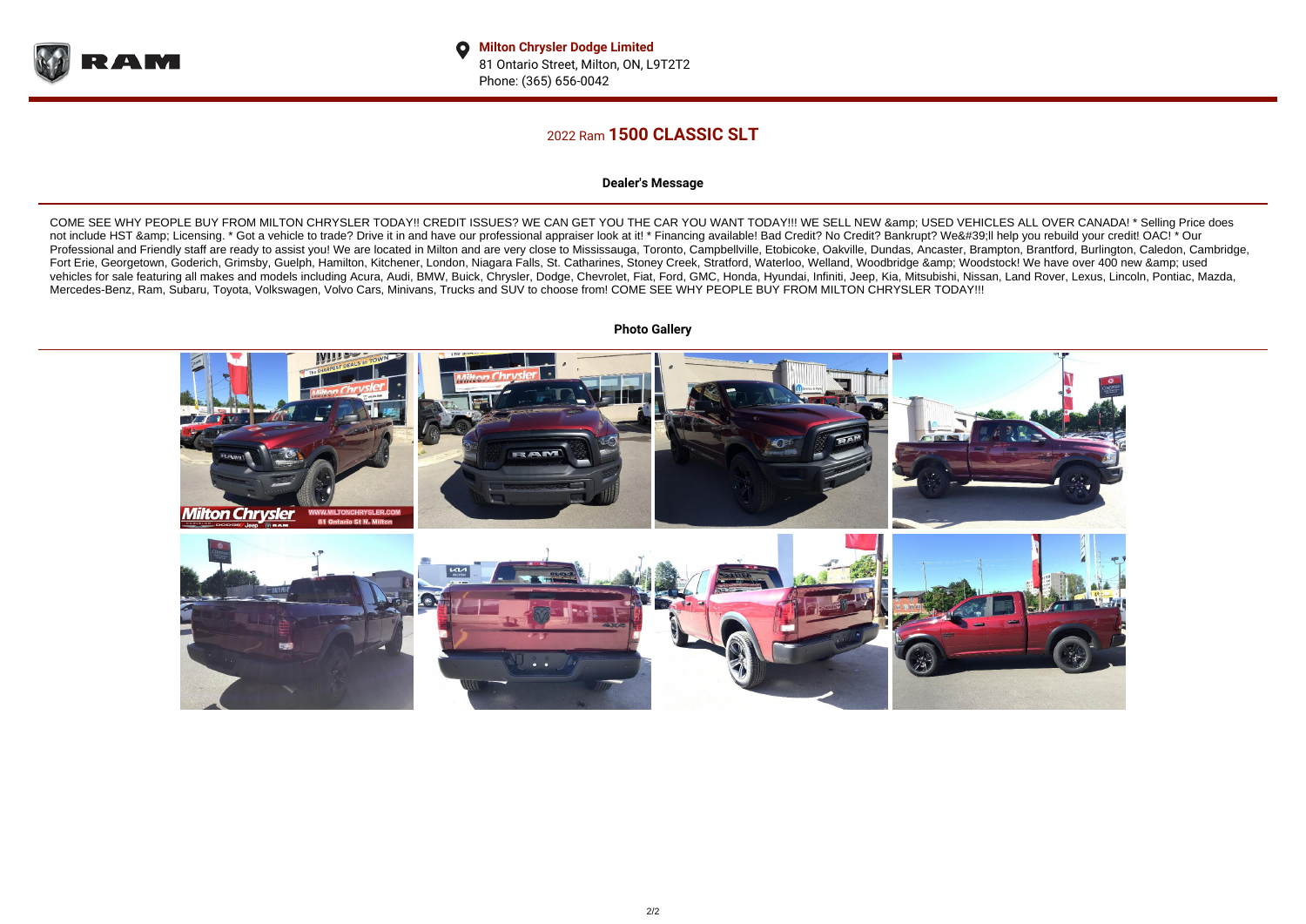**Milton Chrysler Dodge Limited**
81 Ontario Street, Milton, ON, L9T2T2
Phone: (365) 656-0042

# 2022 Ram **1500 CLASSIC SLT**

## Dealer's Message

COME SEE WHY PEOPLE BUY FROM MILTON CHRYSLER TODAY!! CREDIT ISSUES? WE CAN GET YOU THE CAR YOU WANT TODAY!!! WE SELL NEW &amp; USED VEHICLES ALL OVER CANADA! * Selling Price does not include HST &amp; Licensing. * Got a vehicle to trade? Drive it in and have our professional appraiser look at it! * Financing available! Bad Credit? No Credit? Bankrupt? We&#39;ll help you rebuild your credit! OAC! * Our Professional and Friendly staff are ready to assist you! We are located in Milton and are very close to Mississauga, Toronto, Campbellville, Etobicoke, Oakville, Dundas, Ancaster, Brampton, Brantford, Burlington, Caledon, Cambridge, Fort Erie, Georgetown, Goderich, Grimsby, Guelph, Hamilton, Kitchener, London, Niagara Falls, St. Catharines, Stoney Creek, Stratford, Waterloo, Welland, Woodbridge &amp; Woodstock! We have over 400 new &amp; used vehicles for sale featuring all makes and models including Acura, Audi, BMW, Buick, Chrysler, Dodge, Chevrolet, Fiat, Ford, GMC, Honda, Hyundai, Infiniti, Jeep, Kia, Mitsubishi, Nissan, Land Rover, Lexus, Lincoln, Pontiac, Mazda, Mercedes-Benz, Ram, Subaru, Toyota, Volkswagen, Volvo Cars, Minivans, Trucks and SUV to choose from! COME SEE WHY PEOPLE BUY FROM MILTON CHRYSLER TODAY!!!

## Photo Gallery